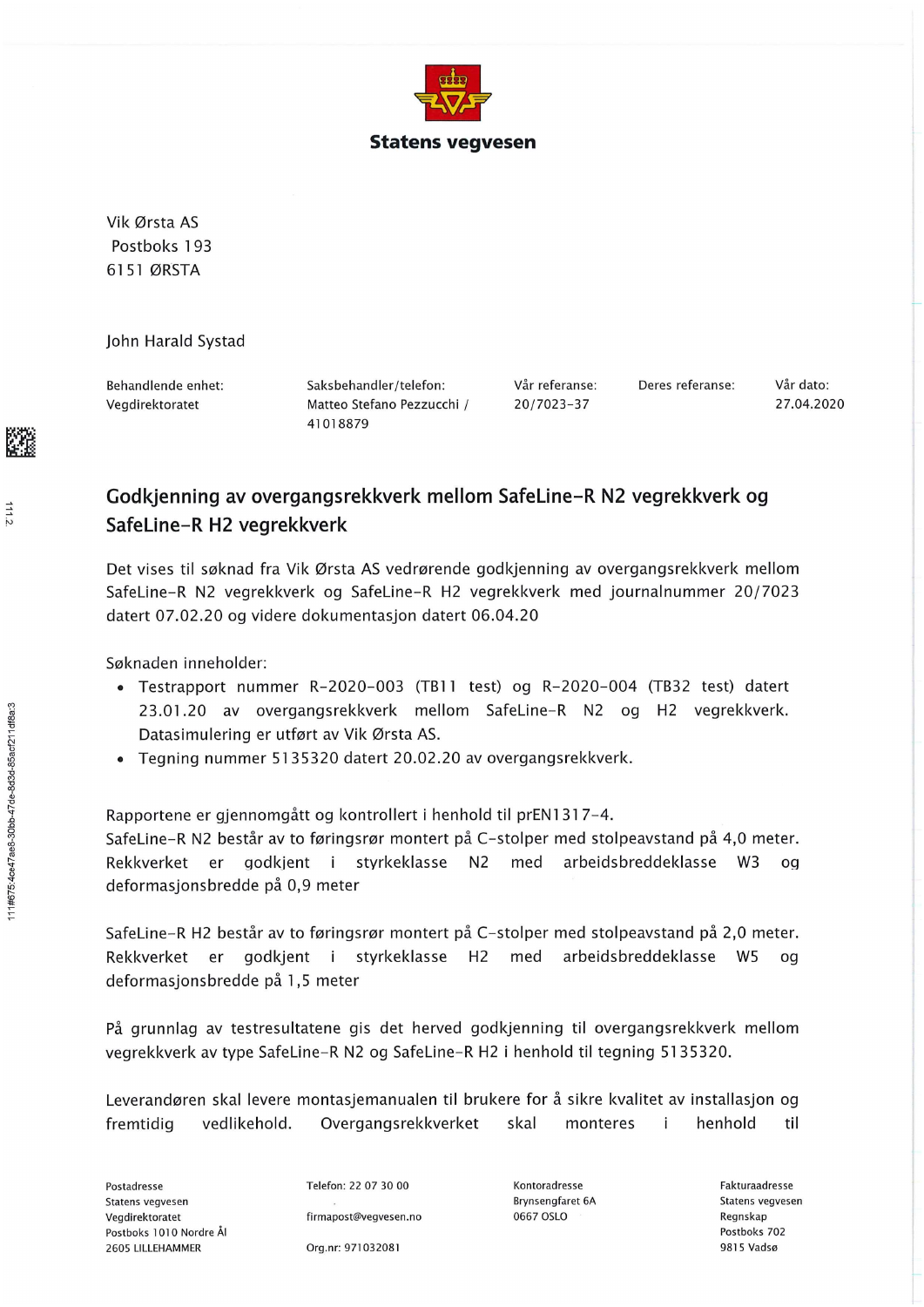**Statens vegvesen**

Vik Ørsta AS
Postboks 193
6151 ØRSTA

John Harald Systad

| Behandlende enhet: | Saksbehandler/telefon: | Vår referanse: | Deres referanse: | Vår dato: |
| --- | --- | --- | --- | --- |
| Vegdirektoratet | Matteo Stefano Pezzucchi / 41018879 | 20/7023-37 | | 27.04.2020 |

## Godkjenning av overgangsrekkverk mellom SafeLine-R N2 vegrekkverk og SafeLine-R H2 vegrekkverk

Det vises til søknad fra Vik Ørsta AS vedrørende godkjenning av overgangsrekkverk mellom SafeLine-R N2 vegrekkverk og SafeLine-R H2 vegrekkverk med journalnummer 20/7023 datert 07.02.20 og videre dokumentasjon datert 06.04.20

Søknaden inneholder:

- Testrapport nummer R-2020-003 (TB11 test) og R-2020-004 (TB32 test) datert 23.01.20 av overgangsrekkverk mellom SafeLine-R N2 og H2 vegrekkverk. Datasimulering er utført av Vik Ørsta AS.
- Tegning nummer 5135320 datert 20.02.20 av overgangsrekkverk.

Rapportene er gjennomgått og kontrollert i henhold til prEN1317-4.
SafeLine-R N2 består av to føringsrør montert på C-stolper med stolpeavstand på 4,0 meter. Rekkverket er godkjent i styrkeklasse N2 med arbeidsbreddeklasse W3 og deformasjonsbredde på 0,9 meter

SafeLine-R H2 består av to føringsrør montert på C-stolper med stolpeavstand på 2,0 meter. Rekkverket er godkjent i styrkeklasse H2 med arbeidsbreddeklasse W5 og deformasjonsbredde på 1,5 meter

På grunnlag av testresultatene gis det herved godkjenning til overgangsrekkverk mellom vegrekkverk av type SafeLine-R N2 og SafeLine-R H2 i henhold til tegning 5135320.

Leverandøren skal levere montasjemanualen til brukere for å sikre kvalitet av installasjon og fremtidig vedlikehold. Overgangsrekkverket skal monteres i henhold til

| Postadresse | Telefon: 22 07 30 00 | Kontoradresse | Fakturaadresse |
| --- | --- | --- | --- |
| Statens vegvesen | firmapost@vegvesen.no | Brynsengfaret 6A | Statens vegvesen |
| Vegdirektoratet | Org.nr: 971032081 | 0667 OSLO | Regnskap |
| Postboks 1010 Nordre Ål | | | Postboks 702 |
| 2605 LILLEHAMMER | | | 9815 Vadsø |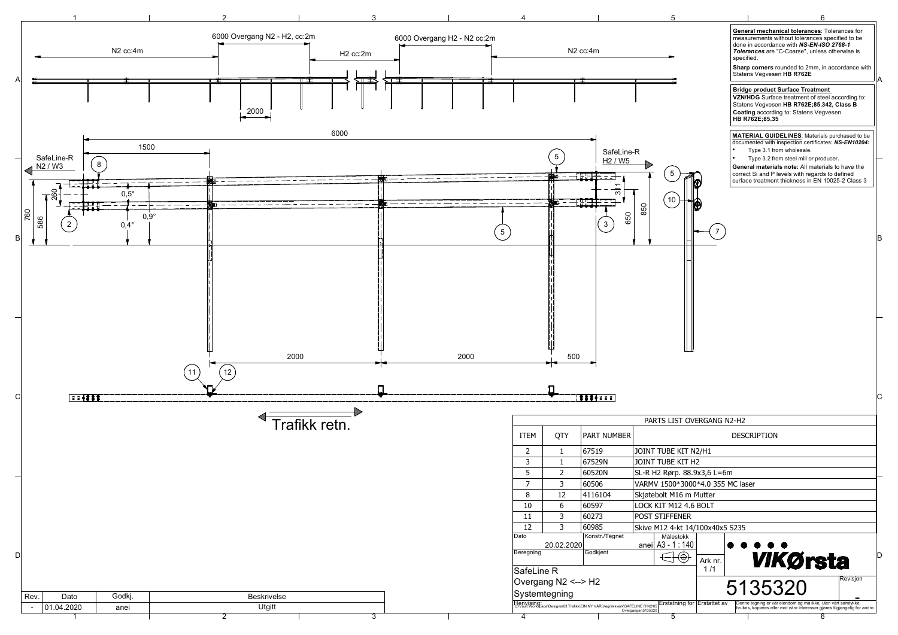General mechanical tolerances: Tolerances for measurements without tolerances specified to be done in accordance with ***NS-EN-ISO 2768-1 Tolerances*** are "C-Coarse", unless otherwise is specified.

**Sharp corners** rounded to 2mm, in accordance with Statens Vegvesen **HB R762E**

**Bridge product Surface Treatment**
**VZN/HDG** Surface treatment of steel according to: Statens Vegvesen **HB R762E;85.342, Class B**
**Coating** according to: Statens Vegvesen **HB R762E;85.35**

**MATERIAL GUIDELINES**: Materials purchased to be documented with inspection certificates: ***NS-EN10204:***
- Type 3.1 from wholesale.
- Type 3.2 from steel mill or producer.

**General materials note:** All materials to have the correct Si and P levels with regards to defined surface treatment thickness in EN 10025-2 Class 3

N2 cc:4m
6000 Overgang N2 - H2, cc:2m
H2 cc:2m
6000 Overgang H2 - N2 cc:2m
N2 cc:4m
2000

6000
1500
SafeLine-R N2 / W3
SafeLine-R H2 / W5
260
0,5°
760
586
0,9°
0,4°
311
650
850
2000
2000
500

Trafikk retn.

| ITEM | QTY | PART NUMBER | DESCRIPTION |
|---|---|---|---|
| | | | PARTS LIST OVERGANG N2-H2 |
| 2 | 1 | 67519 | JOINT TUBE KIT N2/H1 |
| 3 | 1 | 67529N | JOINT TUBE KIT H2 |
| 5 | 2 | 60520N | SL-R H2 Rørp. 88.9x3,6 L=6m |
| 7 | 3 | 60506 | VARMV 1500*3000*4.0 355 MC laser |
| 8 | 12 | 4116104 | Skjøtebolt M16 m Mutter |
| 10 | 6 | 60597 | LOCK KIT M12 4.6 BOLT |
| 11 | 3 | 60273 | POST STIFFENER |
| 12 | 3 | 60985 | Skive M12 4-kt 14/100x40x5 S235 |

Dato: 20.02.2020
Konstr./Tegnet: anei
Målestokk: A3 - 1 : 140
Beregning
Godkjent
Ark nr. 1 /1

SafeLine R
Overgang N2 <--> H2
Systemtegning

VIKØrsta

5135320
Revisjon: -

Henvising: C:\Vault Workspace\Designs\03 Trafikk\EIN NY VÅR\Vegrekkverk\SAFELINE R\N2\05 Overganger\5135320
Erstatning for
Erstattet av

Denne tegning er vår eiendom og må ikke, uten vårt samtykke, brukes, kopieres eller mot våre interesser gjøres tilgjengelig for andre.

| Rev. | Dato | Godkj. | Beskrivelse |
|---|---|---|---|
| - | 01.04.2020 | anei | Utgitt |